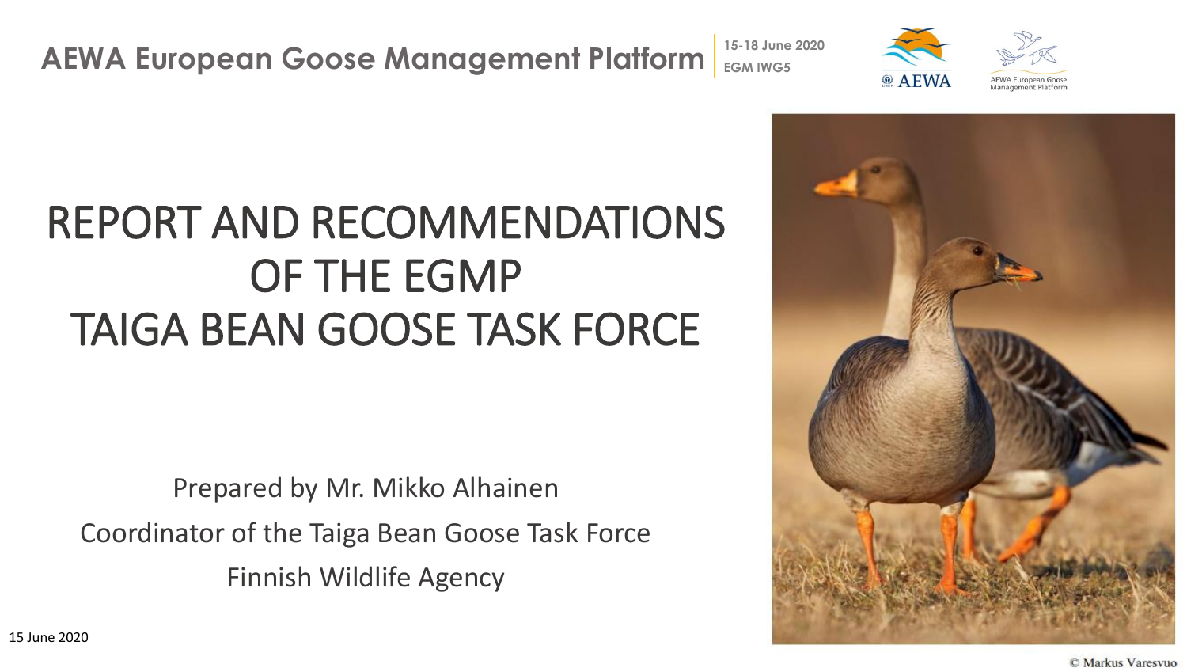AEWA European Goose Management Platform | 15-18 June 2020 EGM IWG5

# REPORT AND RECOMMENDATIONS OF THE EGMP TAIGA BEAN GOOSE TASK FORCE

Prepared by Mr. Mikko Alhainen

Coordinator of the Taiga Bean Goose Task Force

Finnish Wildlife Agency

15 June 2020

© Markus Varesvuo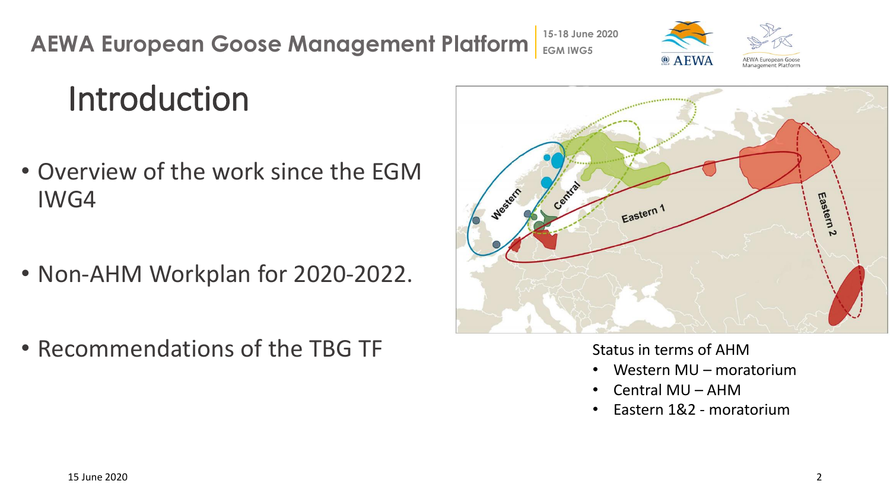# Introduction

- Overview of the work since the EGM IWG4
- Non-AHM Workplan for 2020-2022.
- Recommendations of the TBG TF

Status in terms of AHM

- Western MU – moratorium
- Central MU – AHM
- Eastern 1&2 - moratorium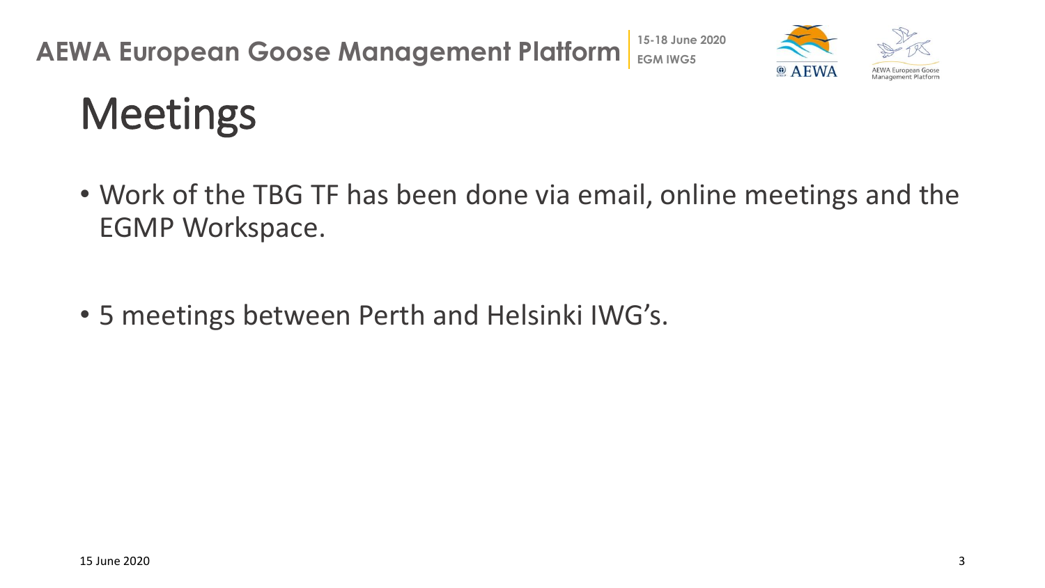# Meetings

- Work of the TBG TF has been done via email, online meetings and the EGMP Workspace.
- 5 meetings between Perth and Helsinki IWG's.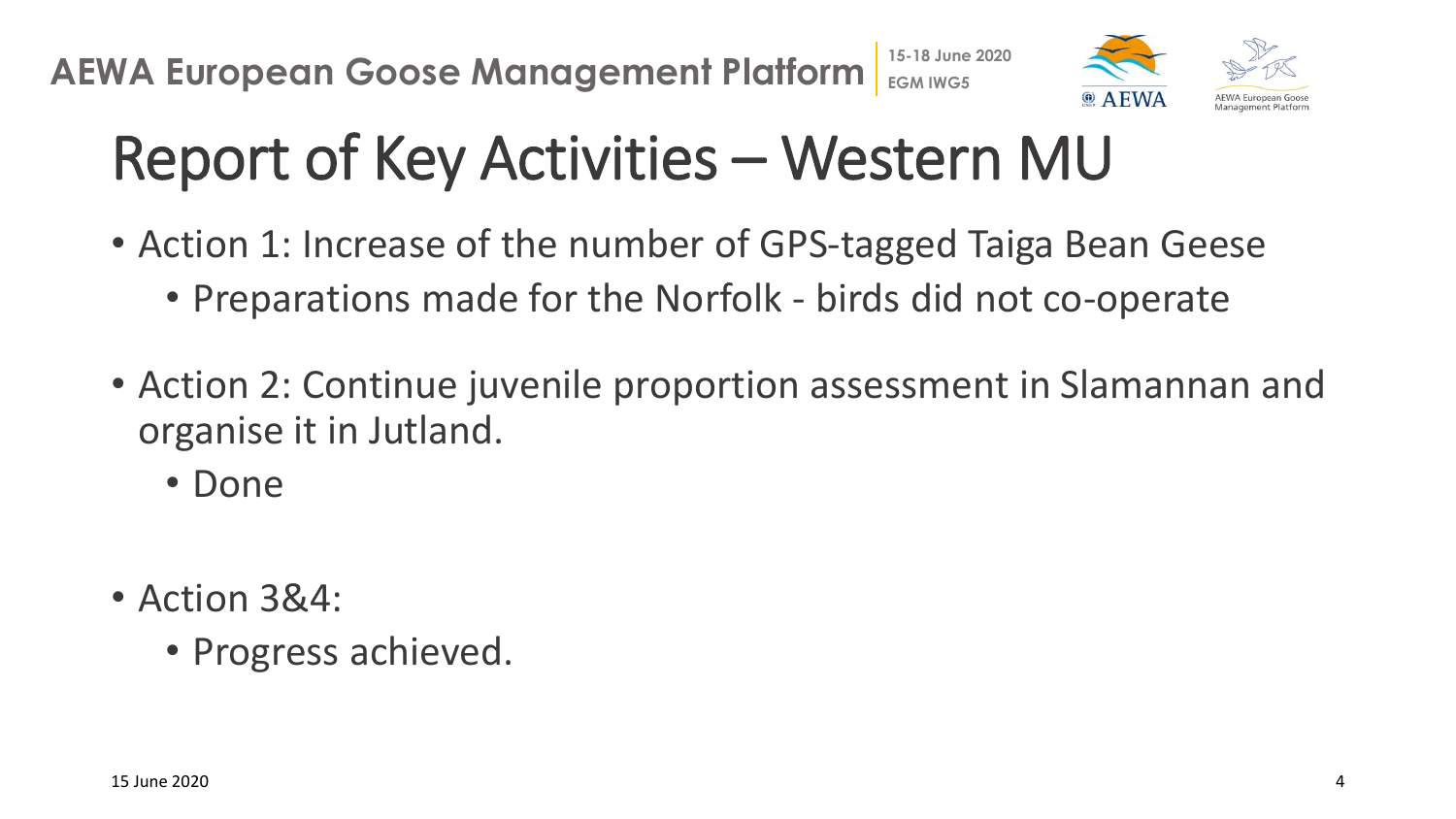# Report of Key Activities – Western MU

- Action 1: Increase of the number of GPS-tagged Taiga Bean Geese
  - Preparations made for the Norfolk - birds did not co-operate
- Action 2: Continue juvenile proportion assessment in Slamannan and organise it in Jutland.
  - Done
- Action 3&4:
  - Progress achieved.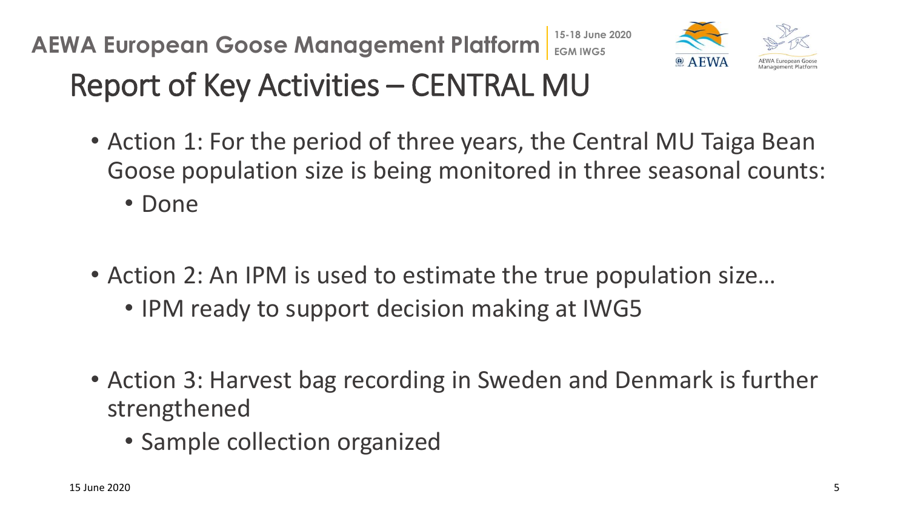# Report of Key Activities – CENTRAL MU

- Action 1: For the period of three years, the Central MU Taiga Bean Goose population size is being monitored in three seasonal counts:
  - Done

- Action 2: An IPM is used to estimate the true population size…
  - IPM ready to support decision making at IWG5

- Action 3: Harvest bag recording in Sweden and Denmark is further strengthened
  - Sample collection organized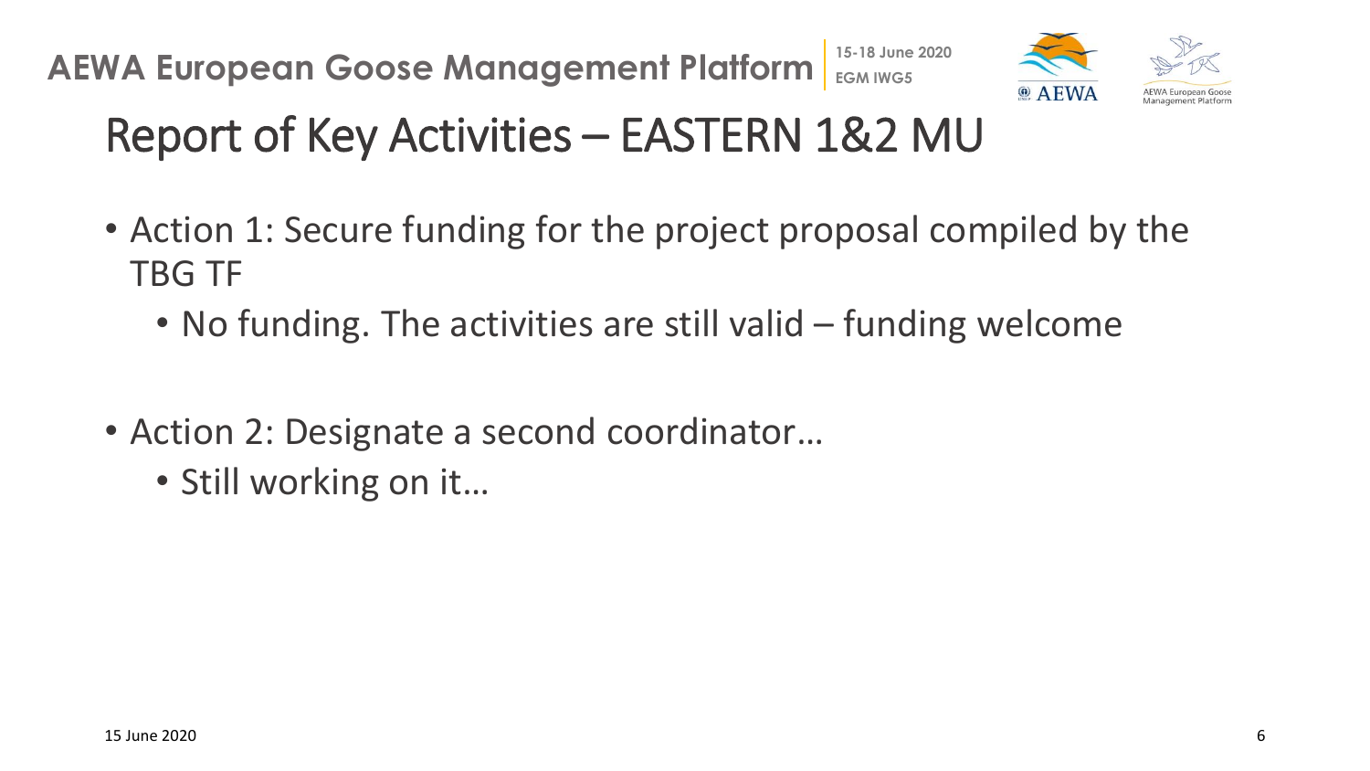# Report of Key Activities – EASTERN 1&2 MU

- Action 1: Secure funding for the project proposal compiled by the TBG TF
  - No funding. The activities are still valid – funding welcome
- Action 2: Designate a second coordinator…
  - Still working on it…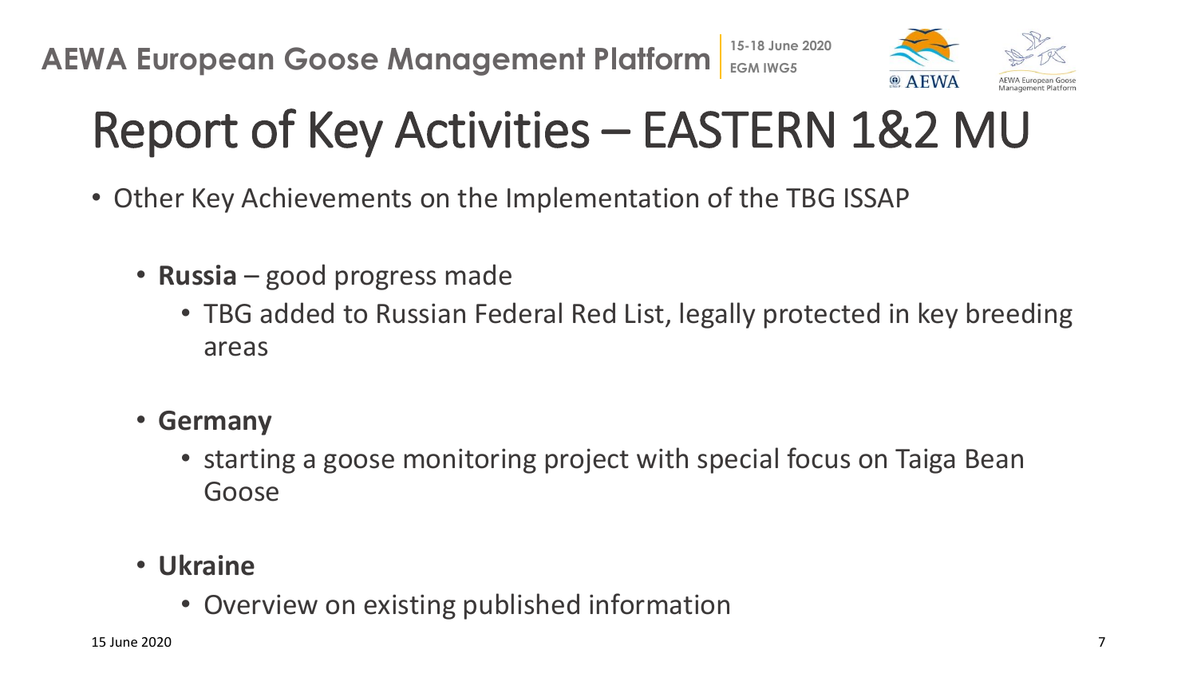# Report of Key Activities – EASTERN 1&2 MU

- Other Key Achievements on the Implementation of the TBG ISSAP
  - **Russia** – good progress made
    - TBG added to Russian Federal Red List, legally protected in key breeding areas
  - **Germany**
    - starting a goose monitoring project with special focus on Taiga Bean Goose
  - **Ukraine**
    - Overview on existing published information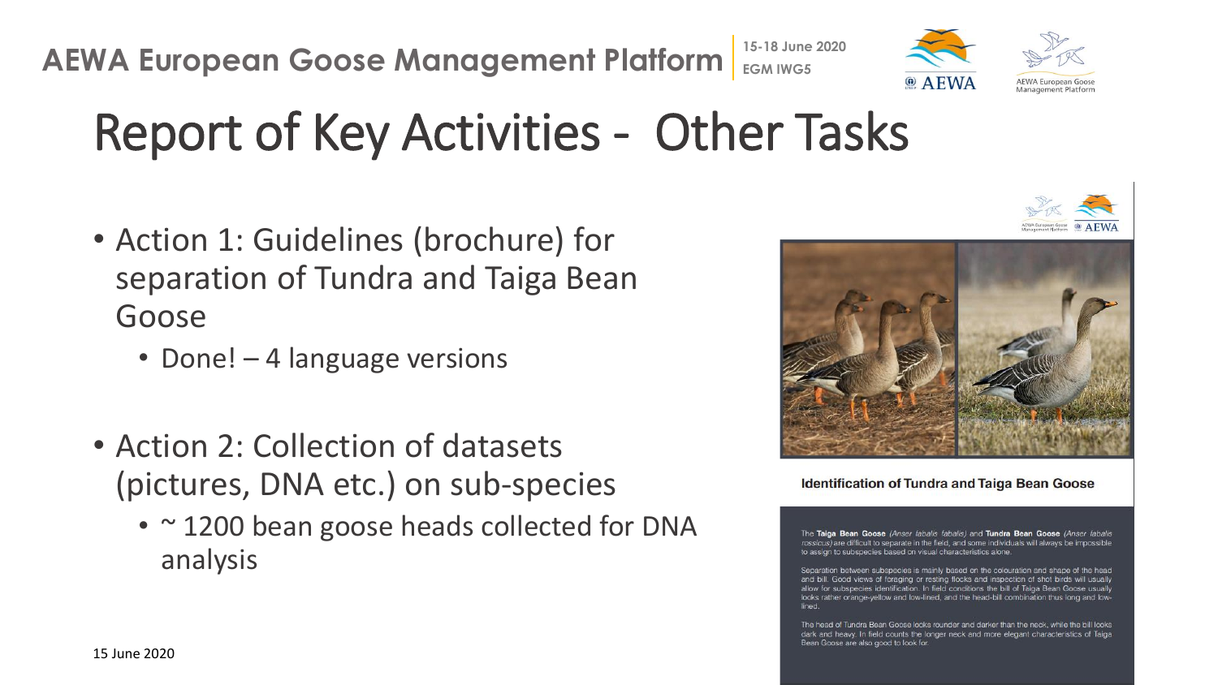# Report of Key Activities - Other Tasks

- Action 1: Guidelines (brochure) for separation of Tundra and Taiga Bean Goose
  - Done! – 4 language versions
- Action 2: Collection of datasets (pictures, DNA etc.) on sub-species
  - ~ 1200 bean goose heads collected for DNA analysis

**Identification of Tundra and Taiga Bean Goose**

The **Taiga Bean Goose** (*Anser fabalis fabalis*) and **Tundra Bean Goose** (*Anser fabalis rossicus*) are difficult to separate in the field, and some individuals will always be impossible to assign to subspecies based on visual characteristics alone.

Separation between subspecies is mainly based on the colouration and shape of the head and bill. Good views of foraging or resting flocks and inspection of shot birds will usually allow for subspecies identification. In field conditions the bill of Taiga Bean Goose usually looks rather orange-yellow and low-lined, and the head-bill combination thus long and low-lined.

The head of Tundra Bean Goose looks rounder and darker than the neck, while the bill looks dark and heavy. In field counts the longer neck and more elegant characteristics of Taiga Bean Goose are also good to look for.

15 June 2020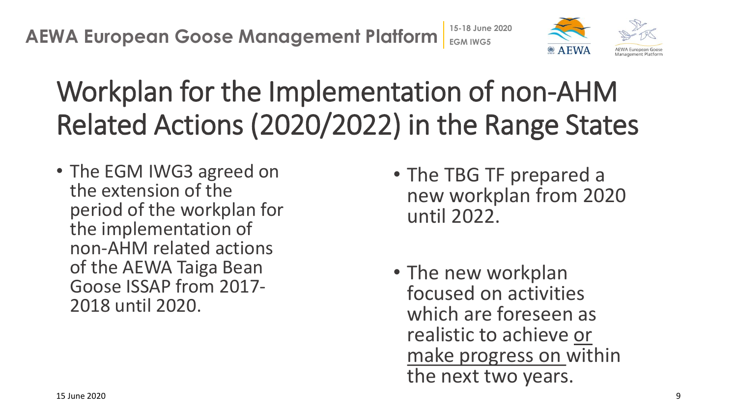# Workplan for the Implementation of non-AHM Related Actions (2020/2022) in the Range States

- The EGM IWG3 agreed on the extension of the period of the workplan for the implementation of non-AHM related actions of the AEWA Taiga Bean Goose ISSAP from 2017-2018 until 2020.

- The TBG TF prepared a new workplan from 2020 until 2022.

- The new workplan focused on activities which are foreseen as realistic to achieve <u>or make progress on</u> within the next two years.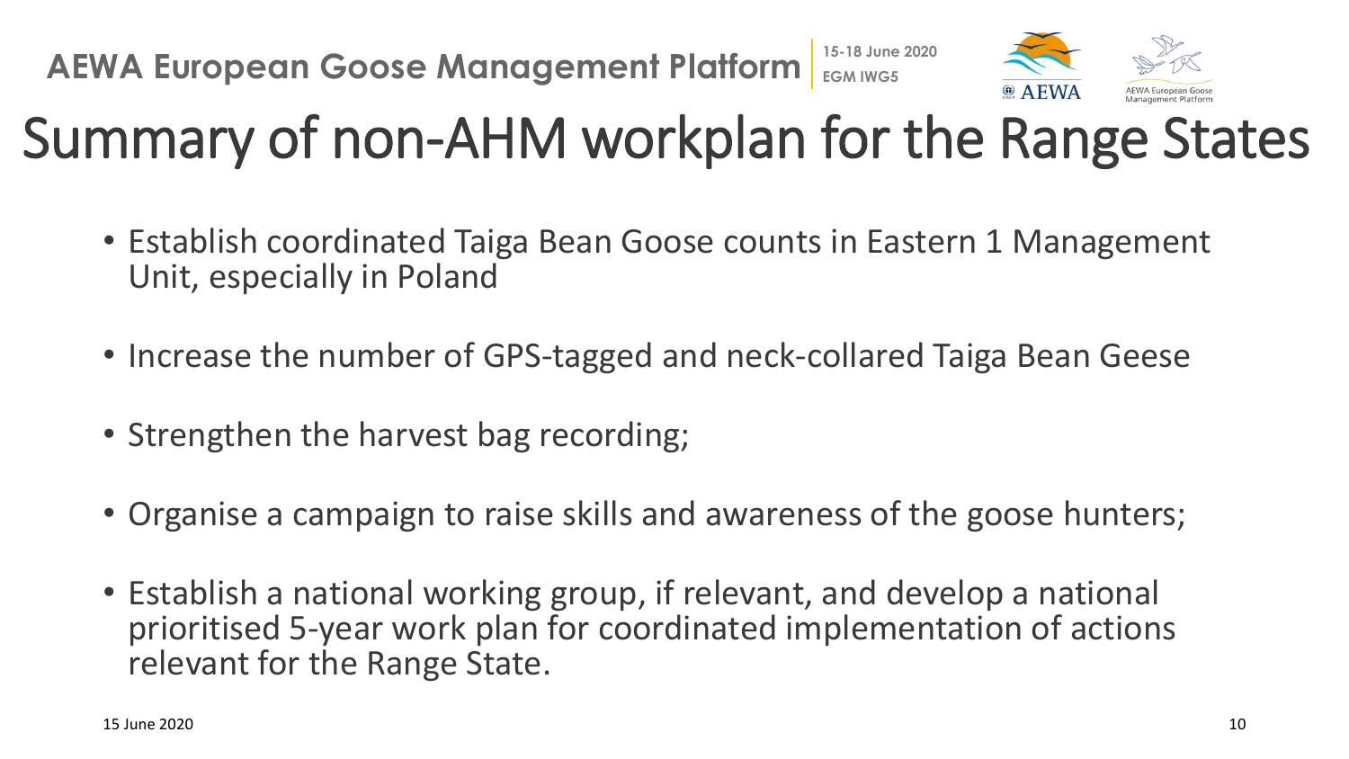# Summary of non-AHM workplan for the Range States

- Establish coordinated Taiga Bean Goose counts in Eastern 1 Management Unit, especially in Poland
- Increase the number of GPS-tagged and neck-collared Taiga Bean Geese
- Strengthen the harvest bag recording;
- Organise a campaign to raise skills and awareness of the goose hunters;
- Establish a national working group, if relevant, and develop a national prioritised 5-year work plan for coordinated implementation of actions relevant for the Range State.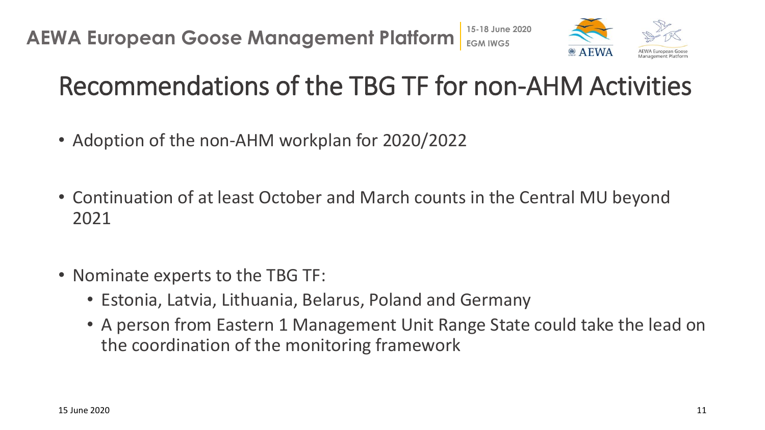# Recommendations of the TBG TF for non-AHM Activities

- Adoption of the non-AHM workplan for 2020/2022
- Continuation of at least October and March counts in the Central MU beyond 2021
- Nominate experts to the TBG TF:
  - Estonia, Latvia, Lithuania, Belarus, Poland and Germany
  - A person from Eastern 1 Management Unit Range State could take the lead on the coordination of the monitoring framework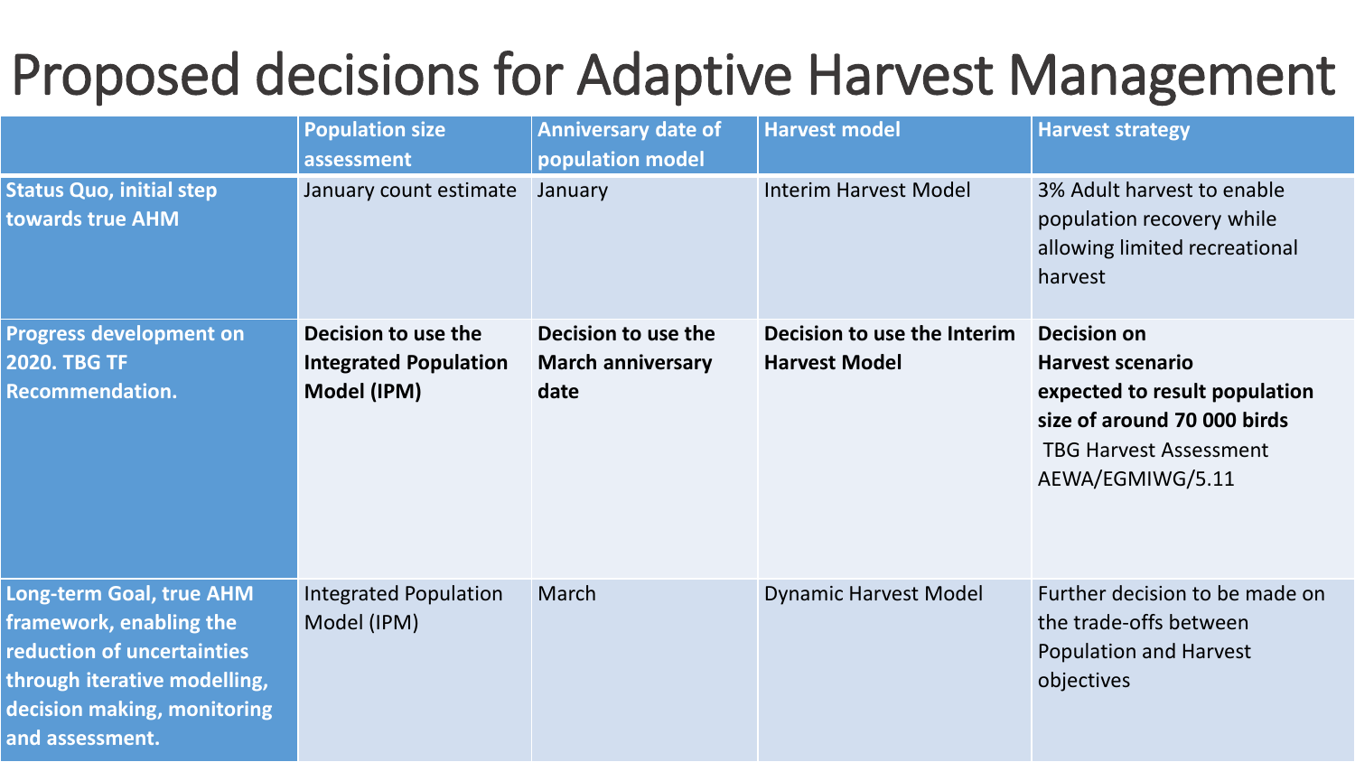# Proposed decisions for Adaptive Harvest Management

| | Population size assessment | Anniversary date of population model | Harvest model | Harvest strategy |
|---|---|---|---|---|
| **Status Quo, initial step towards true AHM** | January count estimate | January | Interim Harvest Model | 3% Adult harvest to enable population recovery while allowing limited recreational harvest |
| **Progress development on 2020. TBG TF Recommendation.** | **Decision to use the Integrated Population Model (IPM)** | **Decision to use the March anniversary date** | **Decision to use the Interim Harvest Model** | **Decision on Harvest scenario expected to result population size of around 70 000 birds** TBG Harvest Assessment AEWA/EGMIWG/5.11 |
| **Long-term Goal, true AHM framework, enabling the reduction of uncertainties through iterative modelling, decision making, monitoring and assessment.** | Integrated Population Model (IPM) | March | Dynamic Harvest Model | Further decision to be made on the trade-offs between Population and Harvest objectives |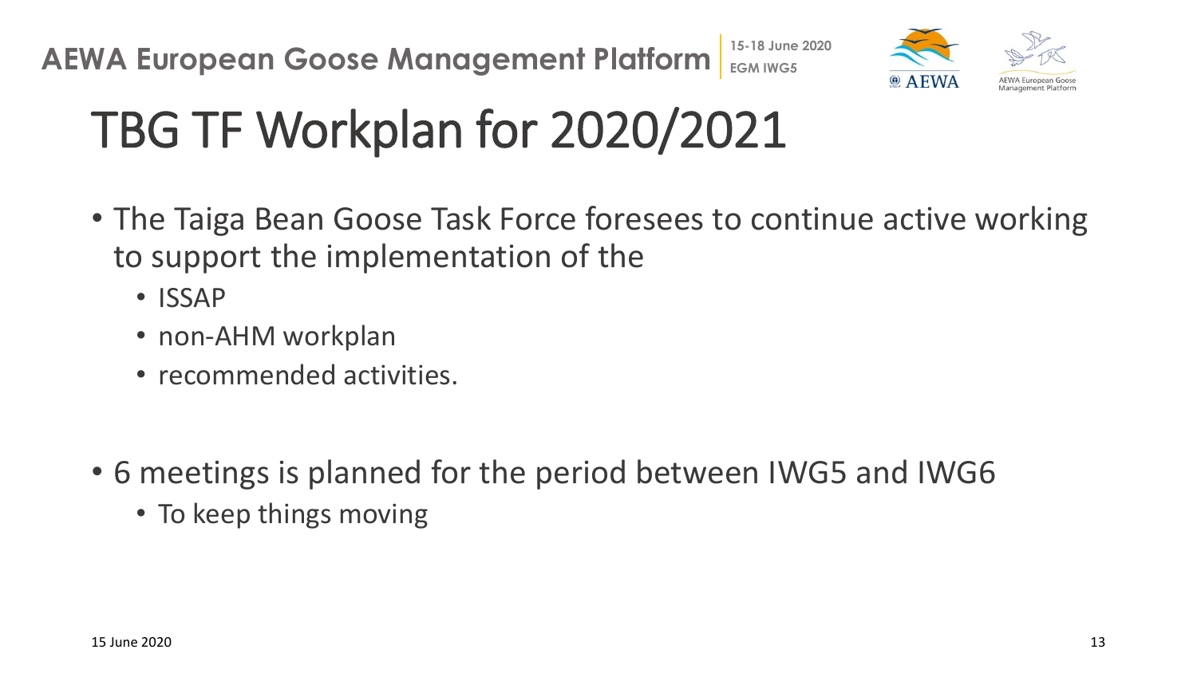# TBG TF Workplan for 2020/2021

- The Taiga Bean Goose Task Force foresees to continue active working to support the implementation of the
  - ISSAP
  - non-AHM workplan
  - recommended activities.

- 6 meetings is planned for the period between IWG5 and IWG6
  - To keep things moving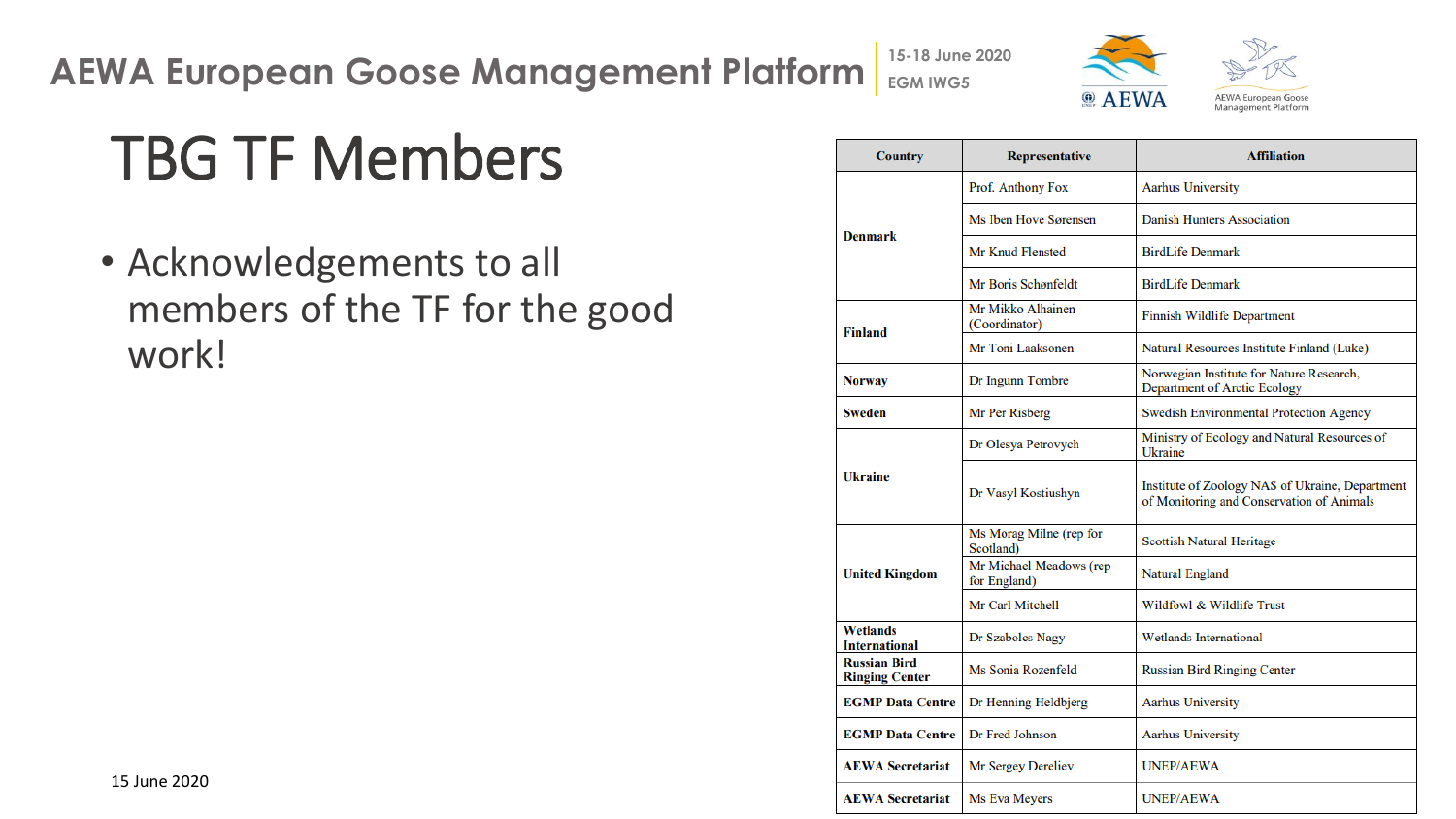# TBG TF Members

- Acknowledgements to all members of the TF for the good work!

| Country | Representative | Affiliation |
| --- | --- | --- |
| Denmark | Prof. Anthony Fox | Aarhus University |
| | Ms Iben Hove Sørensen | Danish Hunters Association |
| | Mr Knud Flensted | BirdLife Denmark |
| | Mr Boris Schønfeldt | BirdLife Denmark |
| Finland | Mr Mikko Alhainen (Coordinator) | Finnish Wildlife Department |
| | Mr Toni Laaksonen | Natural Resources Institute Finland (Luke) |
| Norway | Dr Ingunn Tombre | Norwegian Institute for Nature Research, Department of Arctic Ecology |
| Sweden | Mr Per Risberg | Swedish Environmental Protection Agency |
| Ukraine | Dr Olesya Petrovych | Ministry of Ecology and Natural Resources of Ukraine |
| | Dr Vasyl Kostiushyn | Institute of Zoology NAS of Ukraine, Department of Monitoring and Conservation of Animals |
| United Kingdom | Ms Morag Milne (rep for Scotland) | Scottish Natural Heritage |
| | Mr Michael Meadows (rep for England) | Natural England |
| | Mr Carl Mitchell | Wildfowl & Wildlife Trust |
| Wetlands International | Dr Szabolcs Nagy | Wetlands International |
| Russian Bird Ringing Center | Ms Sonia Rozenfeld | Russian Bird Ringing Center |
| EGMP Data Centre | Dr Henning Heldbjerg | Aarhus University |
| EGMP Data Centre | Dr Fred Johnson | Aarhus University |
| AEWA Secretariat | Mr Sergey Dereliev | UNEP/AEWA |
| AEWA Secretariat | Ms Eva Meyers | UNEP/AEWA |